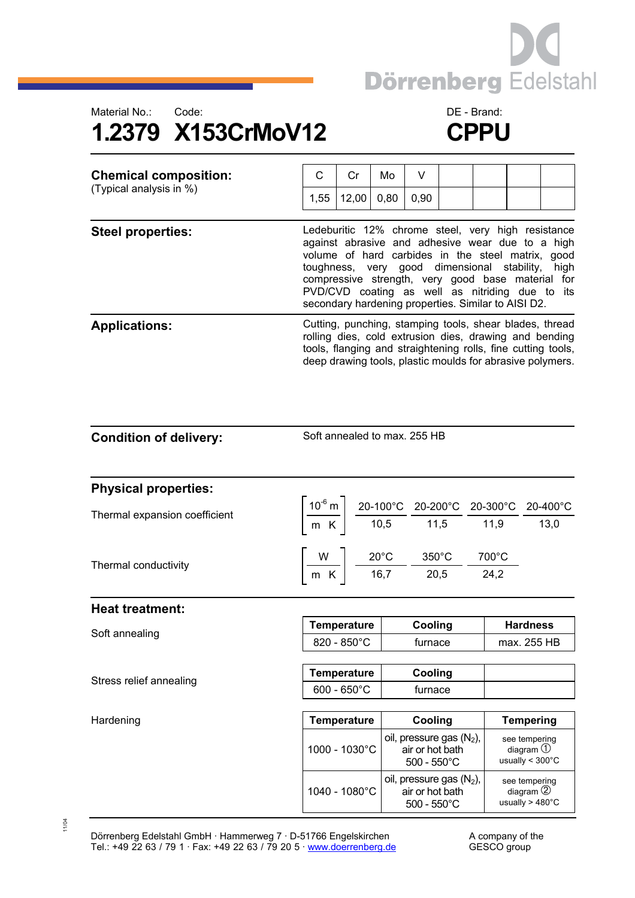Dörrenberg Edelstahl

Material No.: 1.2379

Code: X153CrMoV12

DE - Brand: **CPPU**

# 1.2379 X153CrMoV12 — CPPU

## Chemical composition:

(Typical analysis in %)

| C | Cr | Mo | V |
|---|---|---|---|
| 1,55 | 12,00 | 0,80 | 0,90 |

## Steel properties:

Ledeburitic 12% chrome steel, very high resistance against abrasive and adhesive wear due to a high volume of hard carbides in the steel matrix, good toughness, very good dimensional stability, high compressive strength, very good base material for PVD/CVD coating as well as nitriding due to its secondary hardening properties. Similar to AISI D2.

## Applications:

Cutting, punching, stamping tools, shear blades, thread rolling dies, cold extrusion dies, drawing and bending tools, flanging and straightening rolls, fine cutting tools, deep drawing tools, plastic moulds for abrasive polymers.

## Condition of delivery:

Soft annealed to max. 255 HB

## Physical properties:

**Thermal expansion coefficient** $\left[\frac{10^{-6}\,m}{m\;K}\right]$

| 20-100°C | 20-200°C | 20-300°C | 20-400°C |
|---|---|---|---|
| 10,5 | 11,5 | 11,9 | 13,0 |

**Thermal conductivity** $\left[\frac{W}{m\;K}\right]$

| 20°C | 350°C | 700°C |
|---|---|---|
| 16,7 | 20,5 | 24,2 |

## Heat treatment:

**Soft annealing**

| Temperature | Cooling | Hardness |
|---|---|---|
| 820 - 850°C | furnace | max. 255 HB |

**Stress relief annealing**

| Temperature | Cooling |
|---|---|
| 600 - 650°C | furnace |

**Hardening**

| Temperature | Cooling | Tempering |
|---|---|---|
| 1000 - 1030°C | oil, pressure gas ($N_2$), air or hot bath 500 - 550°C | see tempering diagram ① usually < 300°C |
| 1040 - 1080°C | oil, pressure gas ($N_2$), air or hot bath 500 - 550°C | see tempering diagram ② usually > 480°C |

11/04

Dörrenberg Edelstahl GmbH · Hammerweg 7 · D-51766 Engelskirchen
Tel.: +49 22 63 / 79 1 · Fax: +49 22 63 / 79 20 5 · www.doerrenberg.de

A company of the GESCO group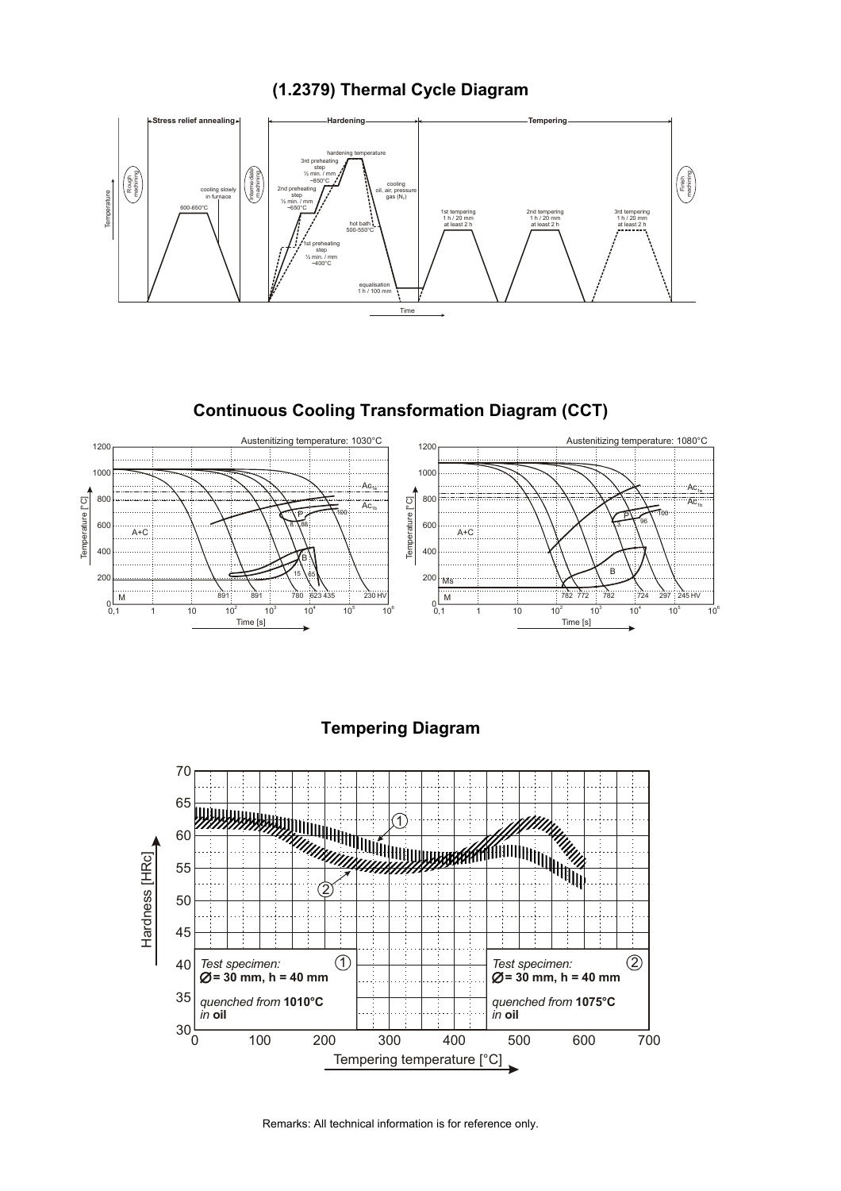## (1.2379) Thermal Cycle Diagram

Stress relief annealing
Hardening
Tempering
Temperature
Rough machining
600-650°C
cooling slowly in furnace
Intermediate machining
hardening temperature
3rd preheating step
½ min. / mm
~850°C
2nd preheating step
½ min. / mm
~650°C
1st preheating step
½ min. / mm
~400°C
cooling oil, air, pressure gas ($N_2$)
hot bath 500-550°C
equalisation 1 h / 100 mm
1st tempering 1 h / 20 mm at least 2 h
2nd tempering 1 h / 20 mm at least 2 h
3rd tempering 1 h / 20 mm at least 2 h
Finish machining
Time

## Continuous Cooling Transformation Diagram (CCT)

Austenitizing temperature: 1030°C
Temperature [°C]
1200
1000
800
600
400
200
0
$Ac_{1e}$
$Ac_{1b}$
A+C
P
8
86
100
B
15
65
M
891
891
780
823
435
230 HV
0,1
1
10
$10^2$
$10^3$
$10^4$
$10^5$
$10^6$
Time [s]

Austenitizing temperature: 1080°C
Temperature [°C]
1200
1000
800
600
400
200
0
$Ac_{1e}$
$Ac_{1b}$
A+C
P
3
96
100
B
Ms
M
782
772
782
724
297
245 HV
0,1
1
10
$10^2$
$10^3$
$10^4$
$10^5$
$10^6$
Time [s]

## Tempering Diagram

Hardness [HRc]
70
65
60
55
50
45
40
35
30
1
2
Test specimen:
Ø = 30 mm, h = 40 mm
quenched from **1010°C** in **oil**
Test specimen:
Ø = 30 mm, h = 40 mm
quenched from **1075°C** in **oil**
0
100
200
300
400
500
600
700
Tempering temperature [°C]

Remarks: All technical information is for reference only.